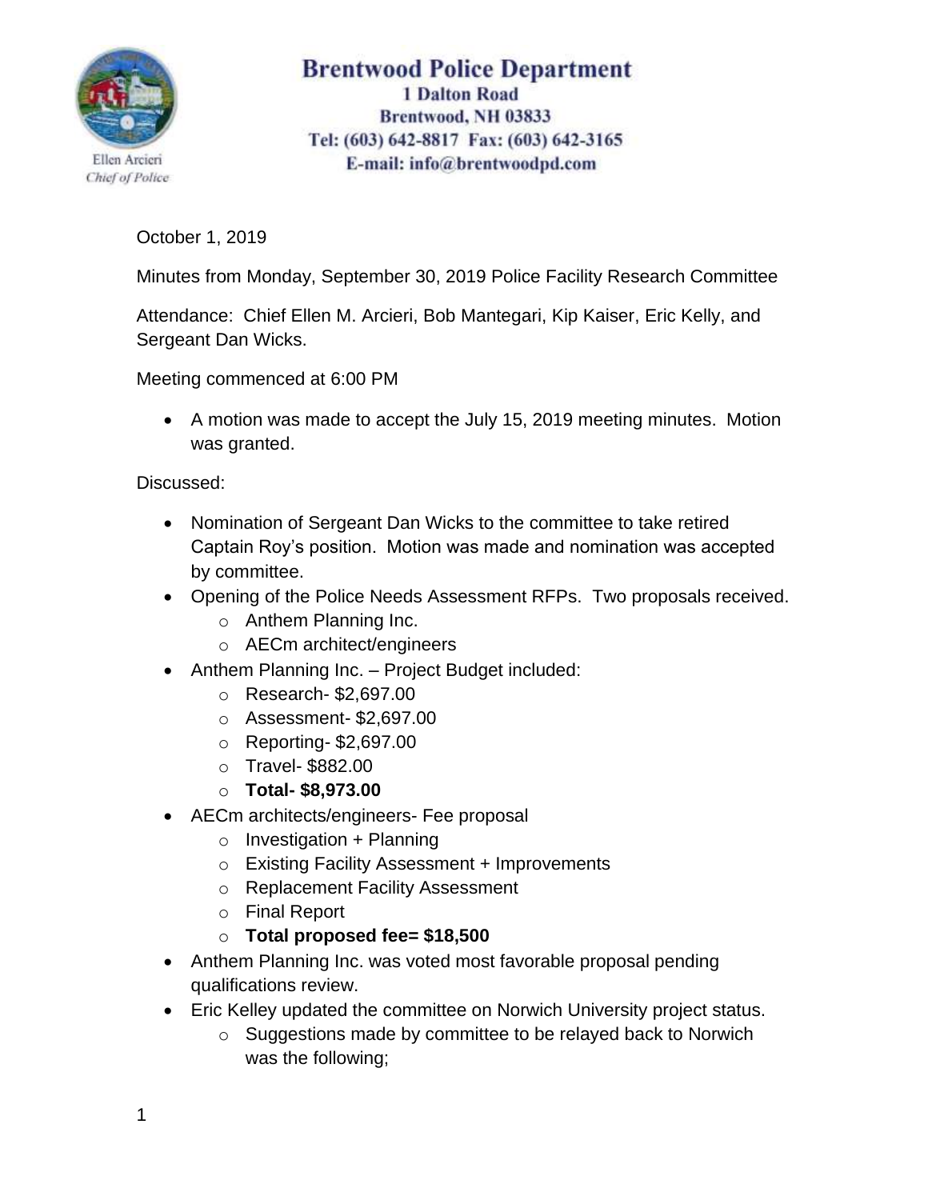**Brentwood Police Department**
**1 Dalton Road**
**Brentwood, NH 03833**
**Tel: (603) 642-8817 Fax: (603) 642-3165**
**E-mail: info@brentwoodpd.com**

Ellen Arcieri
*Chief of Police*

October 1, 2019

Minutes from Monday, September 30, 2019 Police Facility Research Committee

Attendance: Chief Ellen M. Arcieri, Bob Mantegari, Kip Kaiser, Eric Kelly, and Sergeant Dan Wicks.

Meeting commenced at 6:00 PM

- A motion was made to accept the July 15, 2019 meeting minutes. Motion was granted.

Discussed:

- Nomination of Sergeant Dan Wicks to the committee to take retired Captain Roy's position. Motion was made and nomination was accepted by committee.
- Opening of the Police Needs Assessment RFPs. Two proposals received.
  - Anthem Planning Inc.
  - AECm architect/engineers
- Anthem Planning Inc. – Project Budget included:
  - Research- $2,697.00
  - Assessment- $2,697.00
  - Reporting- $2,697.00
  - Travel- $882.00
  - **Total- $8,973.00**
- AECm architects/engineers- Fee proposal
  - Investigation + Planning
  - Existing Facility Assessment + Improvements
  - Replacement Facility Assessment
  - Final Report
  - **Total proposed fee= $18,500**
- Anthem Planning Inc. was voted most favorable proposal pending qualifications review.
- Eric Kelley updated the committee on Norwich University project status.
  - Suggestions made by committee to be relayed back to Norwich was the following;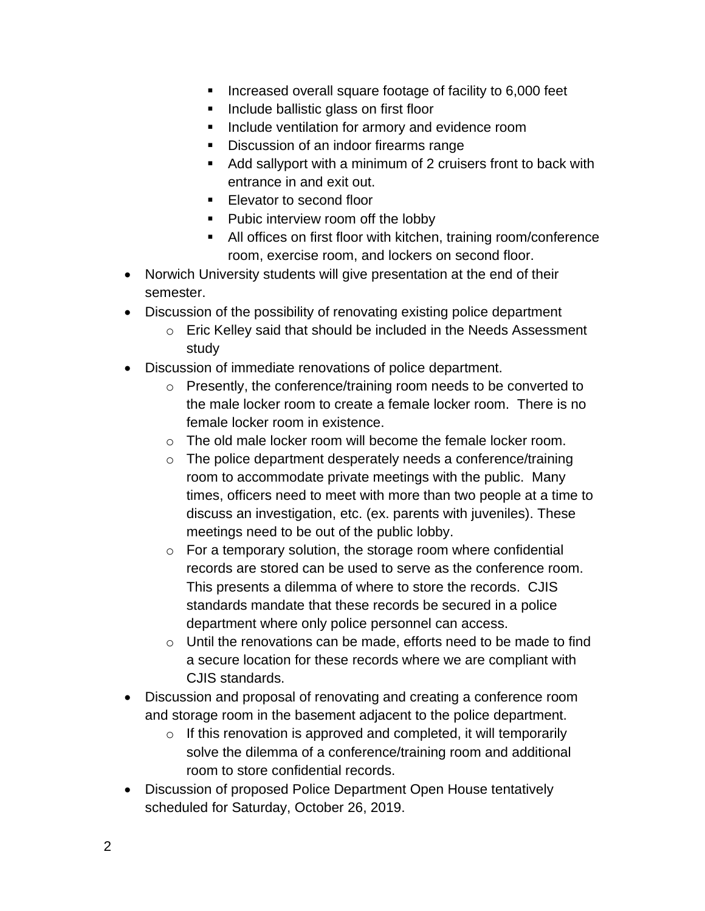- Increased overall square footage of facility to 6,000 feet
        - Include ballistic glass on first floor
        - Include ventilation for armory and evidence room
        - Discussion of an indoor firearms range
        - Add sallyport with a minimum of 2 cruisers front to back with entrance in and exit out.
        - Elevator to second floor
        - Pubic interview room off the lobby
        - All offices on first floor with kitchen, training room/conference room, exercise room, and lockers on second floor.
- Norwich University students will give presentation at the end of their semester.
- Discussion of the possibility of renovating existing police department
    - Eric Kelley said that should be included in the Needs Assessment study
- Discussion of immediate renovations of police department.
    - Presently, the conference/training room needs to be converted to the male locker room to create a female locker room. There is no female locker room in existence.
    - The old male locker room will become the female locker room.
    - The police department desperately needs a conference/training room to accommodate private meetings with the public. Many times, officers need to meet with more than two people at a time to discuss an investigation, etc. (ex. parents with juveniles). These meetings need to be out of the public lobby.
    - For a temporary solution, the storage room where confidential records are stored can be used to serve as the conference room. This presents a dilemma of where to store the records. CJIS standards mandate that these records be secured in a police department where only police personnel can access.
    - Until the renovations can be made, efforts need to be made to find a secure location for these records where we are compliant with CJIS standards.
- Discussion and proposal of renovating and creating a conference room and storage room in the basement adjacent to the police department.
    - If this renovation is approved and completed, it will temporarily solve the dilemma of a conference/training room and additional room to store confidential records.
- Discussion of proposed Police Department Open House tentatively scheduled for Saturday, October 26, 2019.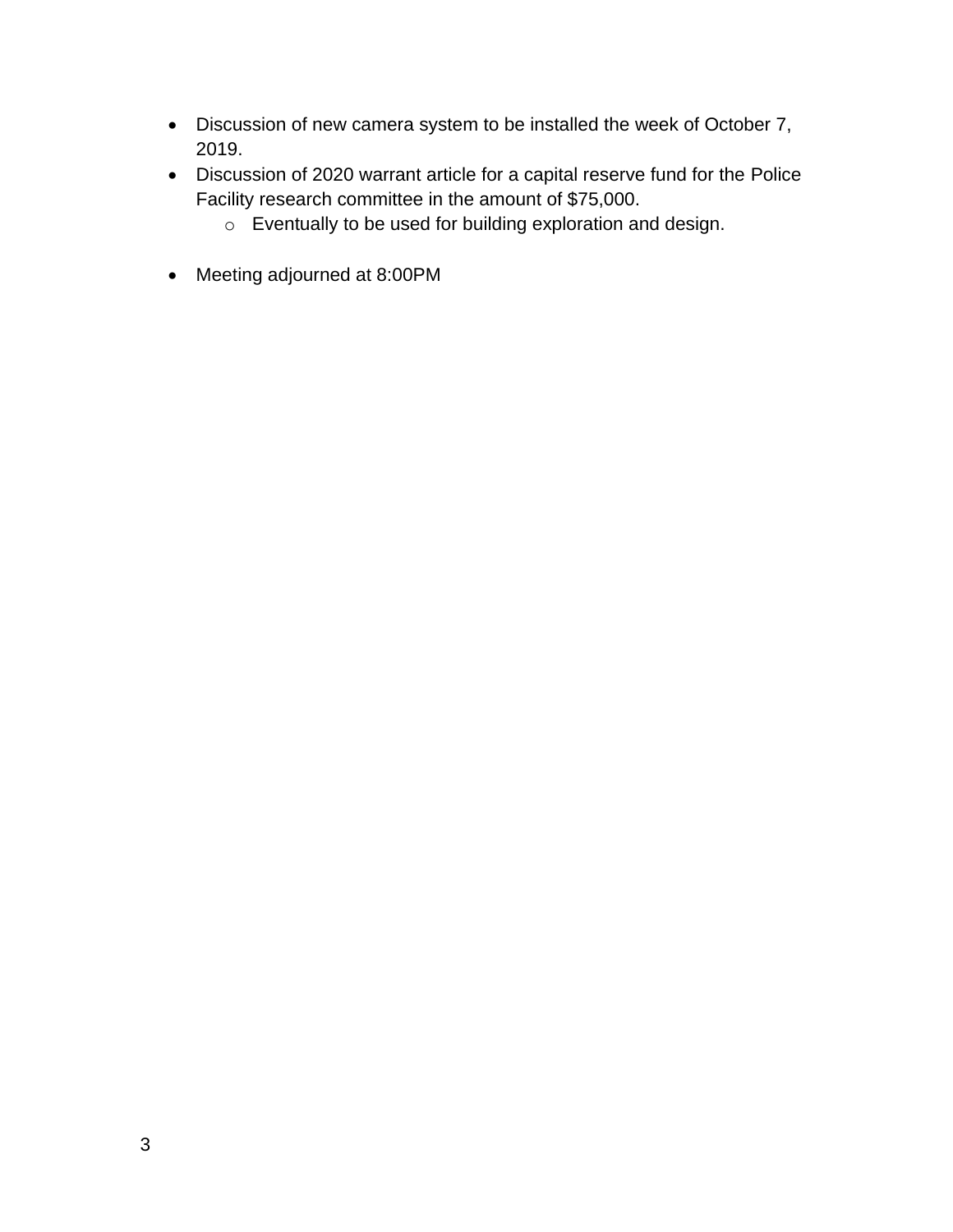- Discussion of new camera system to be installed the week of October 7, 2019.
- Discussion of 2020 warrant article for a capital reserve fund for the Police Facility research committee in the amount of $75,000.
    - Eventually to be used for building exploration and design.

- Meeting adjourned at 8:00PM